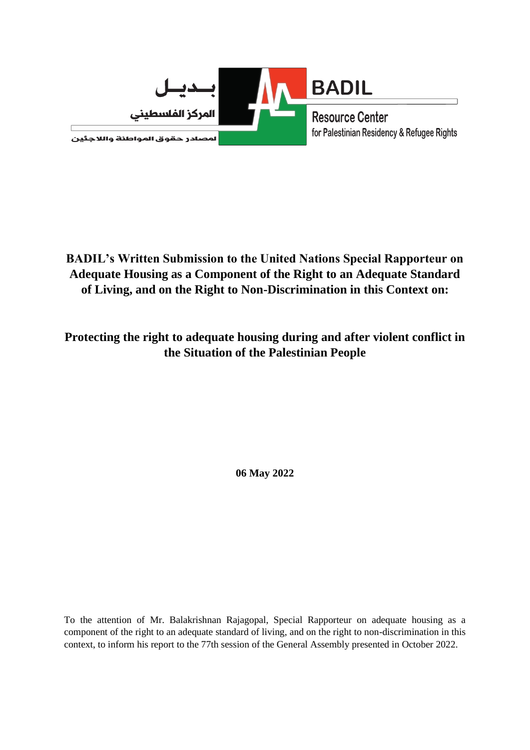بـديـل

المركز الفلسطيني

لمصادر حقوق المواطنة واللاجئين

**BADIL**

Resource Center
for Palestinian Residency & Refugee Rights

# BADIL's Written Submission to the United Nations Special Rapporteur on Adequate Housing as a Component of the Right to an Adequate Standard of Living, and on the Right to Non-Discrimination in this Context on:

## Protecting the right to adequate housing during and after violent conflict in the Situation of the Palestinian People

**06 May 2022**

To the attention of Mr. Balakrishnan Rajagopal, Special Rapporteur on adequate housing as a component of the right to an adequate standard of living, and on the right to non-discrimination in this context, to inform his report to the 77th session of the General Assembly presented in October 2022.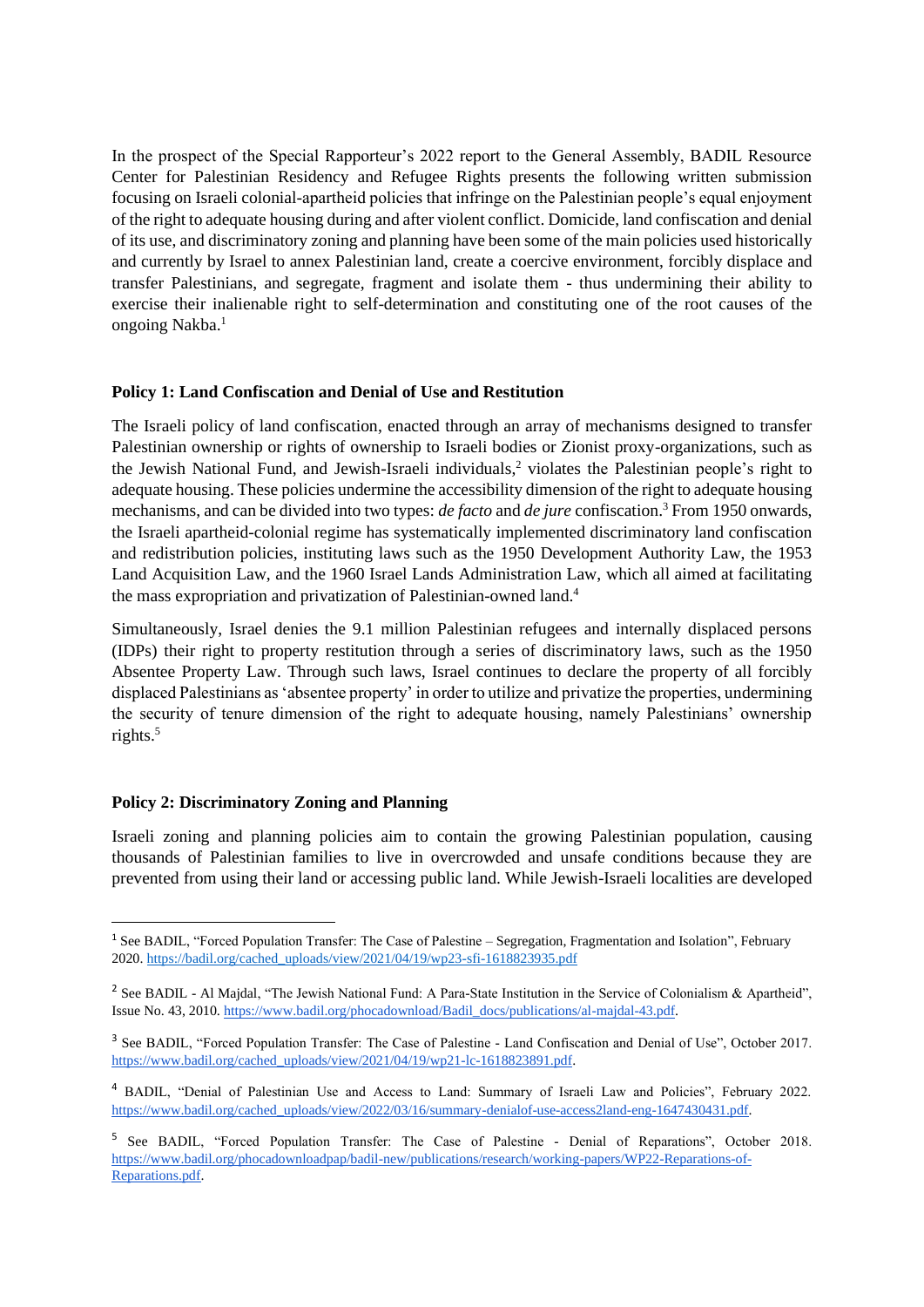In the prospect of the Special Rapporteur's 2022 report to the General Assembly, BADIL Resource Center for Palestinian Residency and Refugee Rights presents the following written submission focusing on Israeli colonial-apartheid policies that infringe on the Palestinian people's equal enjoyment of the right to adequate housing during and after violent conflict. Domicide, land confiscation and denial of its use, and discriminatory zoning and planning have been some of the main policies used historically and currently by Israel to annex Palestinian land, create a coercive environment, forcibly displace and transfer Palestinians, and segregate, fragment and isolate them - thus undermining their ability to exercise their inalienable right to self-determination and constituting one of the root causes of the ongoing Nakba.[1]

**Policy 1: Land Confiscation and Denial of Use and Restitution**

The Israeli policy of land confiscation, enacted through an array of mechanisms designed to transfer Palestinian ownership or rights of ownership to Israeli bodies or Zionist proxy-organizations, such as the Jewish National Fund, and Jewish-Israeli individuals,[2] violates the Palestinian people's right to adequate housing. These policies undermine the accessibility dimension of the right to adequate housing mechanisms, and can be divided into two types: *de facto* and *de jure* confiscation.[3] From 1950 onwards, the Israeli apartheid-colonial regime has systematically implemented discriminatory land confiscation and redistribution policies, instituting laws such as the 1950 Development Authority Law, the 1953 Land Acquisition Law, and the 1960 Israel Lands Administration Law, which all aimed at facilitating the mass expropriation and privatization of Palestinian-owned land.[4]

Simultaneously, Israel denies the 9.1 million Palestinian refugees and internally displaced persons (IDPs) their right to property restitution through a series of discriminatory laws, such as the 1950 Absentee Property Law. Through such laws, Israel continues to declare the property of all forcibly displaced Palestinians as 'absentee property' in order to utilize and privatize the properties, undermining the security of tenure dimension of the right to adequate housing, namely Palestinians' ownership rights.[5]

**Policy 2: Discriminatory Zoning and Planning**

Israeli zoning and planning policies aim to contain the growing Palestinian population, causing thousands of Palestinian families to live in overcrowded and unsafe conditions because they are prevented from using their land or accessing public land. While Jewish-Israeli localities are developed

---

[1] See BADIL, "Forced Population Transfer: The Case of Palestine – Segregation, Fragmentation and Isolation", February 2020. https://badil.org/cached_uploads/view/2021/04/19/wp23-sfi-1618823935.pdf

[2] See BADIL - Al Majdal, "The Jewish National Fund: A Para-State Institution in the Service of Colonialism & Apartheid", Issue No. 43, 2010. https://www.badil.org/phocadownload/Badil_docs/publications/al-majdal-43.pdf.

[3] See BADIL, "Forced Population Transfer: The Case of Palestine - Land Confiscation and Denial of Use", October 2017. https://www.badil.org/cached_uploads/view/2021/04/19/wp21-lc-1618823891.pdf.

[4] BADIL, "Denial of Palestinian Use and Access to Land: Summary of Israeli Law and Policies", February 2022. https://www.badil.org/cached_uploads/view/2022/03/16/summary-denialof-use-access2land-eng-1647430431.pdf.

[5] See BADIL, "Forced Population Transfer: The Case of Palestine - Denial of Reparations", October 2018. https://www.badil.org/phocadownloadpap/badil-new/publications/research/working-papers/WP22-Reparations-of-Reparations.pdf.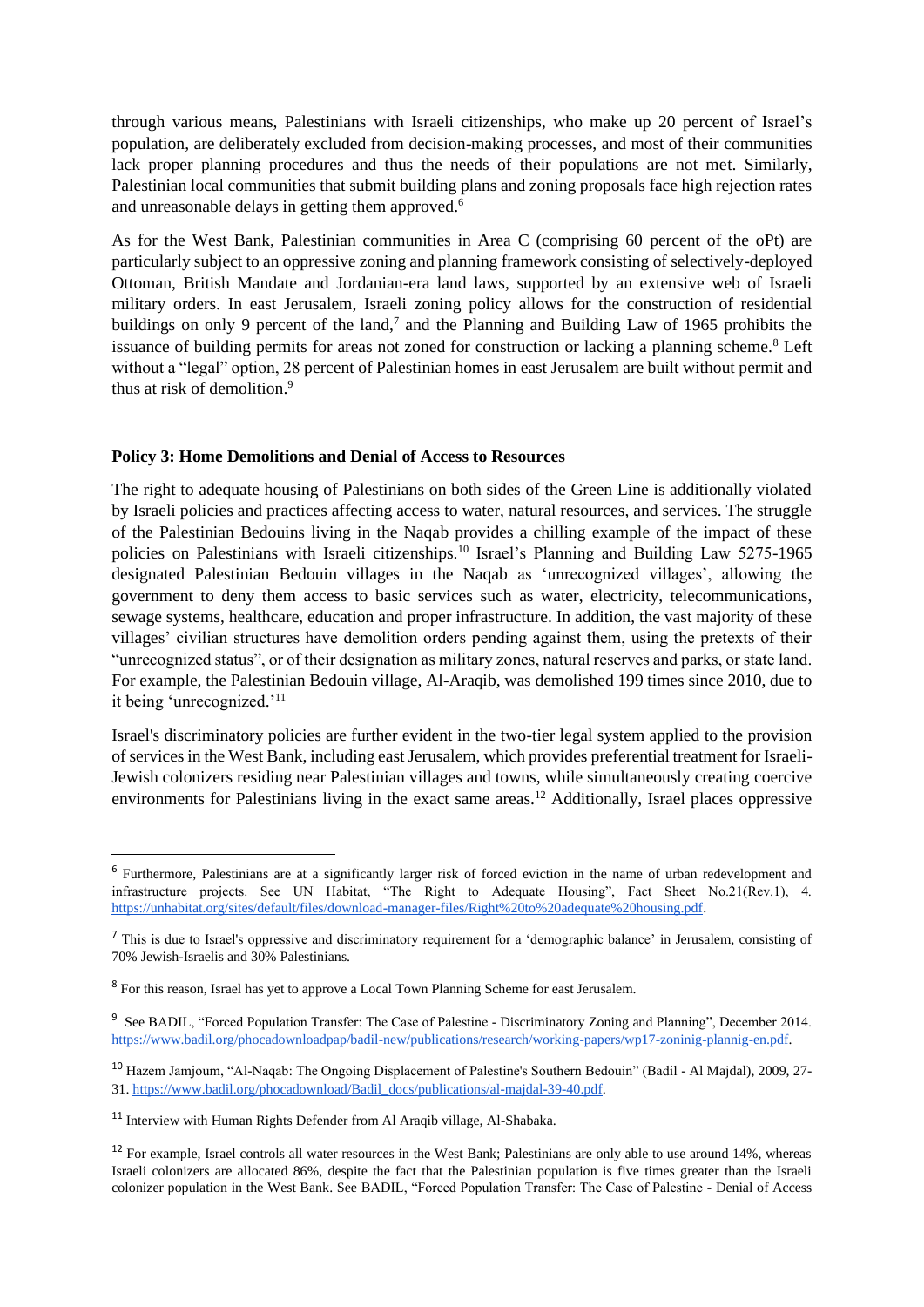through various means, Palestinians with Israeli citizenships, who make up 20 percent of Israel's population, are deliberately excluded from decision-making processes, and most of their communities lack proper planning procedures and thus the needs of their populations are not met. Similarly, Palestinian local communities that submit building plans and zoning proposals face high rejection rates and unreasonable delays in getting them approved.[6]

As for the West Bank, Palestinian communities in Area C (comprising 60 percent of the oPt) are particularly subject to an oppressive zoning and planning framework consisting of selectively-deployed Ottoman, British Mandate and Jordanian-era land laws, supported by an extensive web of Israeli military orders. In east Jerusalem, Israeli zoning policy allows for the construction of residential buildings on only 9 percent of the land,[7] and the Planning and Building Law of 1965 prohibits the issuance of building permits for areas not zoned for construction or lacking a planning scheme.[8] Left without a "legal" option, 28 percent of Palestinian homes in east Jerusalem are built without permit and thus at risk of demolition.[9]

**Policy 3: Home Demolitions and Denial of Access to Resources**

The right to adequate housing of Palestinians on both sides of the Green Line is additionally violated by Israeli policies and practices affecting access to water, natural resources, and services. The struggle of the Palestinian Bedouins living in the Naqab provides a chilling example of the impact of these policies on Palestinians with Israeli citizenships.[10] Israel's Planning and Building Law 5275-1965 designated Palestinian Bedouin villages in the Naqab as 'unrecognized villages', allowing the government to deny them access to basic services such as water, electricity, telecommunications, sewage systems, healthcare, education and proper infrastructure. In addition, the vast majority of these villages' civilian structures have demolition orders pending against them, using the pretexts of their "unrecognized status", or of their designation as military zones, natural reserves and parks, or state land. For example, the Palestinian Bedouin village, Al-Araqib, was demolished 199 times since 2010, due to it being 'unrecognized.'[11]

Israel's discriminatory policies are further evident in the two-tier legal system applied to the provision of services in the West Bank, including east Jerusalem, which provides preferential treatment for Israeli-Jewish colonizers residing near Palestinian villages and towns, while simultaneously creating coercive environments for Palestinians living in the exact same areas.[12] Additionally, Israel places oppressive

---

[6] Furthermore, Palestinians are at a significantly larger risk of forced eviction in the name of urban redevelopment and infrastructure projects. See UN Habitat, "The Right to Adequate Housing", Fact Sheet No.21(Rev.1), 4. https://unhabitat.org/sites/default/files/download-manager-files/Right%20to%20adequate%20housing.pdf.

[7] This is due to Israel's oppressive and discriminatory requirement for a 'demographic balance' in Jerusalem, consisting of 70% Jewish-Israelis and 30% Palestinians.

[8] For this reason, Israel has yet to approve a Local Town Planning Scheme for east Jerusalem.

[9] See BADIL, "Forced Population Transfer: The Case of Palestine - Discriminatory Zoning and Planning", December 2014. https://www.badil.org/phocadownloadpap/badil-new/publications/research/working-papers/wp17-zoninig-plannig-en.pdf.

[10] Hazem Jamjoum, "Al-Naqab: The Ongoing Displacement of Palestine's Southern Bedouin" (Badil - Al Majdal), 2009, 27-31. https://www.badil.org/phocadownload/Badil_docs/publications/al-majdal-39-40.pdf.

[11] Interview with Human Rights Defender from Al Araqib village, Al-Shabaka.

[12] For example, Israel controls all water resources in the West Bank; Palestinians are only able to use around 14%, whereas Israeli colonizers are allocated 86%, despite the fact that the Palestinian population is five times greater than the Israeli colonizer population in the West Bank. See BADIL, "Forced Population Transfer: The Case of Palestine - Denial of Access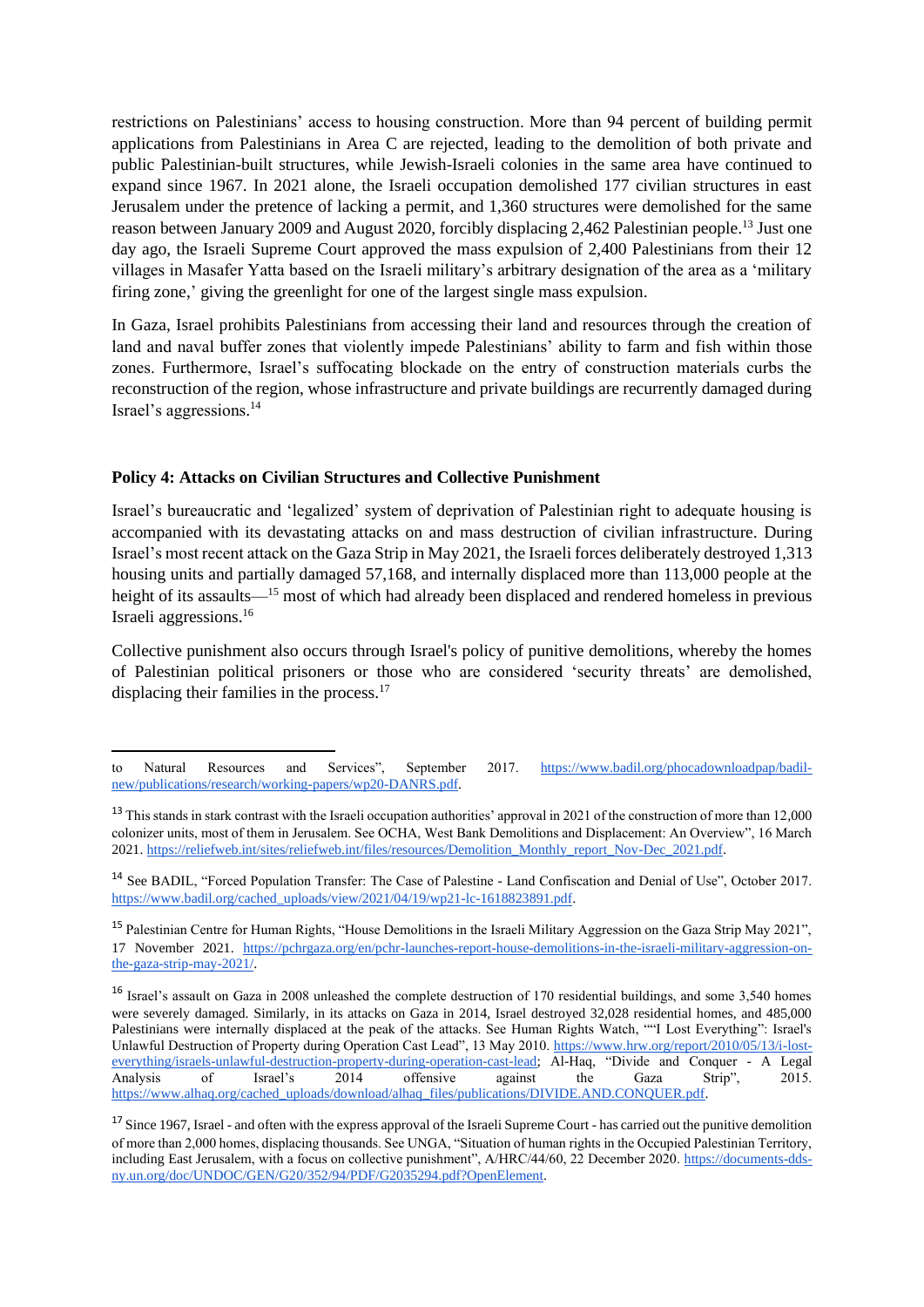restrictions on Palestinians' access to housing construction. More than 94 percent of building permit applications from Palestinians in Area C are rejected, leading to the demolition of both private and public Palestinian-built structures, while Jewish-Israeli colonies in the same area have continued to expand since 1967. In 2021 alone, the Israeli occupation demolished 177 civilian structures in east Jerusalem under the pretence of lacking a permit, and 1,360 structures were demolished for the same reason between January 2009 and August 2020, forcibly displacing 2,462 Palestinian people.[13] Just one day ago, the Israeli Supreme Court approved the mass expulsion of 2,400 Palestinians from their 12 villages in Masafer Yatta based on the Israeli military's arbitrary designation of the area as a 'military firing zone,' giving the greenlight for one of the largest single mass expulsion.

In Gaza, Israel prohibits Palestinians from accessing their land and resources through the creation of land and naval buffer zones that violently impede Palestinians' ability to farm and fish within those zones. Furthermore, Israel's suffocating blockade on the entry of construction materials curbs the reconstruction of the region, whose infrastructure and private buildings are recurrently damaged during Israel's aggressions.[14]

### Policy 4: Attacks on Civilian Structures and Collective Punishment

Israel's bureaucratic and 'legalized' system of deprivation of Palestinian right to adequate housing is accompanied with its devastating attacks on and mass destruction of civilian infrastructure. During Israel's most recent attack on the Gaza Strip in May 2021, the Israeli forces deliberately destroyed 1,313 housing units and partially damaged 57,168, and internally displaced more than 113,000 people at the height of its assaults—[15] most of which had already been displaced and rendered homeless in previous Israeli aggressions.[16]

Collective punishment also occurs through Israel's policy of punitive demolitions, whereby the homes of Palestinian political prisoners or those who are considered 'security threats' are demolished, displacing their families in the process.[17]

---

to Natural Resources and Services", September 2017. https://www.badil.org/phocadownloadpap/badil-new/publications/research/working-papers/wp20-DANRS.pdf.

[13] This stands in stark contrast with the Israeli occupation authorities' approval in 2021 of the construction of more than 12,000 colonizer units, most of them in Jerusalem. See OCHA, West Bank Demolitions and Displacement: An Overview", 16 March 2021. https://reliefweb.int/sites/reliefweb.int/files/resources/Demolition_Monthly_report_Nov-Dec_2021.pdf.

[14] See BADIL, "Forced Population Transfer: The Case of Palestine - Land Confiscation and Denial of Use", October 2017. https://www.badil.org/cached_uploads/view/2021/04/19/wp21-lc-1618823891.pdf.

[15] Palestinian Centre for Human Rights, "House Demolitions in the Israeli Military Aggression on the Gaza Strip May 2021", 17 November 2021. https://pchrgaza.org/en/pchr-launches-report-house-demolitions-in-the-israeli-military-aggression-on-the-gaza-strip-may-2021/.

[16] Israel's assault on Gaza in 2008 unleashed the complete destruction of 170 residential buildings, and some 3,540 homes were severely damaged. Similarly, in its attacks on Gaza in 2014, Israel destroyed 32,028 residential homes, and 485,000 Palestinians were internally displaced at the peak of the attacks. See Human Rights Watch, ""I Lost Everything": Israel's Unlawful Destruction of Property during Operation Cast Lead", 13 May 2010. https://www.hrw.org/report/2010/05/13/i-lost-everything/israels-unlawful-destruction-property-during-operation-cast-lead; Al-Haq, "Divide and Conquer - A Legal Analysis of Israel's 2014 offensive against the Gaza Strip", 2015. https://www.alhaq.org/cached_uploads/download/alhaq_files/publications/DIVIDE.AND.CONQUER.pdf.

[17] Since 1967, Israel - and often with the express approval of the Israeli Supreme Court - has carried out the punitive demolition of more than 2,000 homes, displacing thousands. See UNGA, "Situation of human rights in the Occupied Palestinian Territory, including East Jerusalem, with a focus on collective punishment", A/HRC/44/60, 22 December 2020. https://documents-dds-ny.un.org/doc/UNDOC/GEN/G20/352/94/PDF/G2035294.pdf?OpenElement.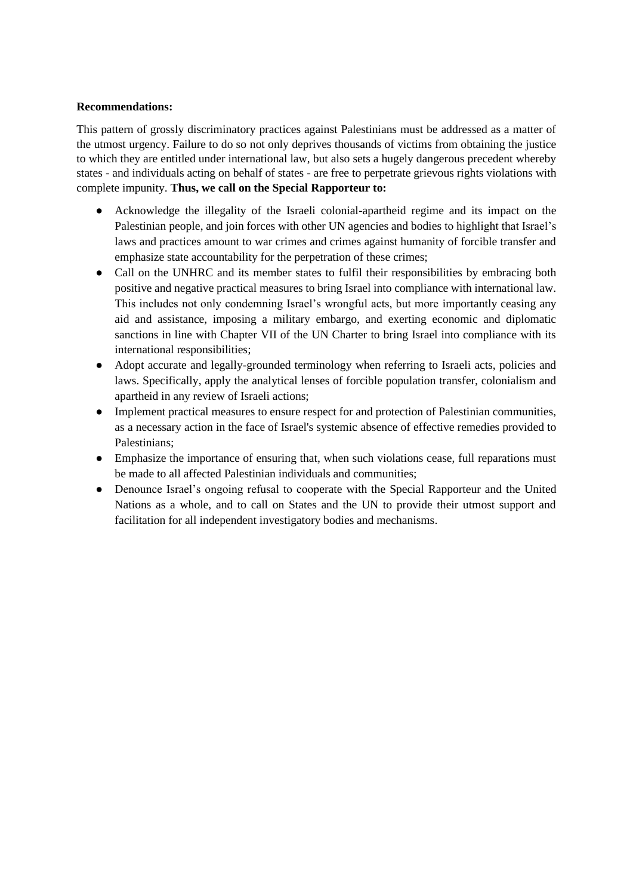**Recommendations:**

This pattern of grossly discriminatory practices against Palestinians must be addressed as a matter of the utmost urgency. Failure to do so not only deprives thousands of victims from obtaining the justice to which they are entitled under international law, but also sets a hugely dangerous precedent whereby states - and individuals acting on behalf of states - are free to perpetrate grievous rights violations with complete impunity. **Thus, we call on the Special Rapporteur to:**

- Acknowledge the illegality of the Israeli colonial-apartheid regime and its impact on the Palestinian people, and join forces with other UN agencies and bodies to highlight that Israel's laws and practices amount to war crimes and crimes against humanity of forcible transfer and emphasize state accountability for the perpetration of these crimes;
- Call on the UNHRC and its member states to fulfil their responsibilities by embracing both positive and negative practical measures to bring Israel into compliance with international law. This includes not only condemning Israel's wrongful acts, but more importantly ceasing any aid and assistance, imposing a military embargo, and exerting economic and diplomatic sanctions in line with Chapter VII of the UN Charter to bring Israel into compliance with its international responsibilities;
- Adopt accurate and legally-grounded terminology when referring to Israeli acts, policies and laws. Specifically, apply the analytical lenses of forcible population transfer, colonialism and apartheid in any review of Israeli actions;
- Implement practical measures to ensure respect for and protection of Palestinian communities, as a necessary action in the face of Israel's systemic absence of effective remedies provided to Palestinians;
- Emphasize the importance of ensuring that, when such violations cease, full reparations must be made to all affected Palestinian individuals and communities;
- Denounce Israel's ongoing refusal to cooperate with the Special Rapporteur and the United Nations as a whole, and to call on States and the UN to provide their utmost support and facilitation for all independent investigatory bodies and mechanisms.